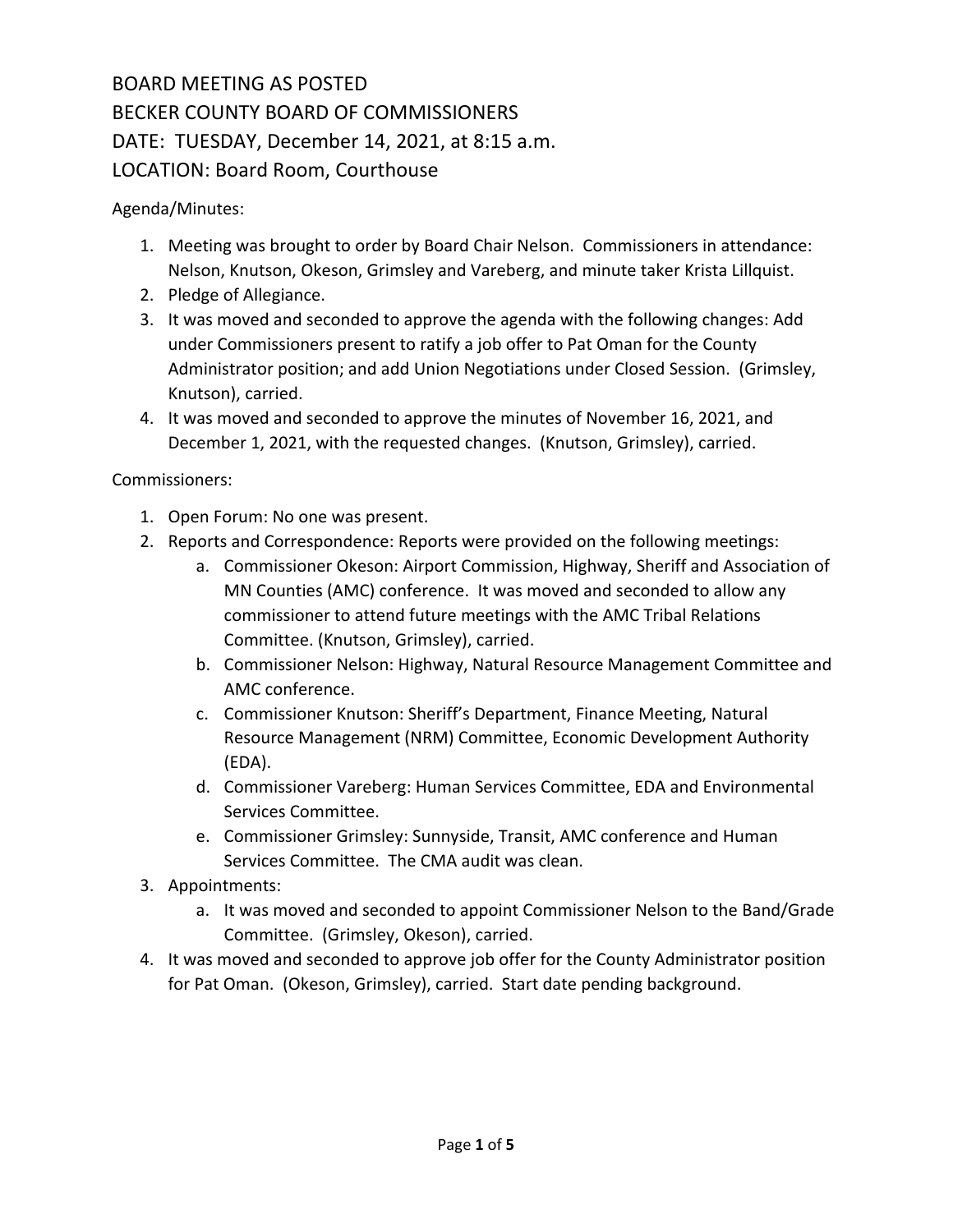# BOARD MEETING AS POSTED
# BECKER COUNTY BOARD OF COMMISSIONERS
# DATE: TUESDAY, December 14, 2021, at 8:15 a.m.
# LOCATION: Board Room, Courthouse

Agenda/Minutes:

1. Meeting was brought to order by Board Chair Nelson. Commissioners in attendance: Nelson, Knutson, Okeson, Grimsley and Vareberg, and minute taker Krista Lillquist.
2. Pledge of Allegiance.
3. It was moved and seconded to approve the agenda with the following changes: Add under Commissioners present to ratify a job offer to Pat Oman for the County Administrator position; and add Union Negotiations under Closed Session. (Grimsley, Knutson), carried.
4. It was moved and seconded to approve the minutes of November 16, 2021, and December 1, 2021, with the requested changes. (Knutson, Grimsley), carried.

Commissioners:

1. Open Forum: No one was present.
2. Reports and Correspondence: Reports were provided on the following meetings:
    a. Commissioner Okeson: Airport Commission, Highway, Sheriff and Association of MN Counties (AMC) conference. It was moved and seconded to allow any commissioner to attend future meetings with the AMC Tribal Relations Committee. (Knutson, Grimsley), carried.
    b. Commissioner Nelson: Highway, Natural Resource Management Committee and AMC conference.
    c. Commissioner Knutson: Sheriff's Department, Finance Meeting, Natural Resource Management (NRM) Committee, Economic Development Authority (EDA).
    d. Commissioner Vareberg: Human Services Committee, EDA and Environmental Services Committee.
    e. Commissioner Grimsley: Sunnyside, Transit, AMC conference and Human Services Committee. The CMA audit was clean.
3. Appointments:
    a. It was moved and seconded to appoint Commissioner Nelson to the Band/Grade Committee. (Grimsley, Okeson), carried.
4. It was moved and seconded to approve job offer for the County Administrator position for Pat Oman. (Okeson, Grimsley), carried. Start date pending background.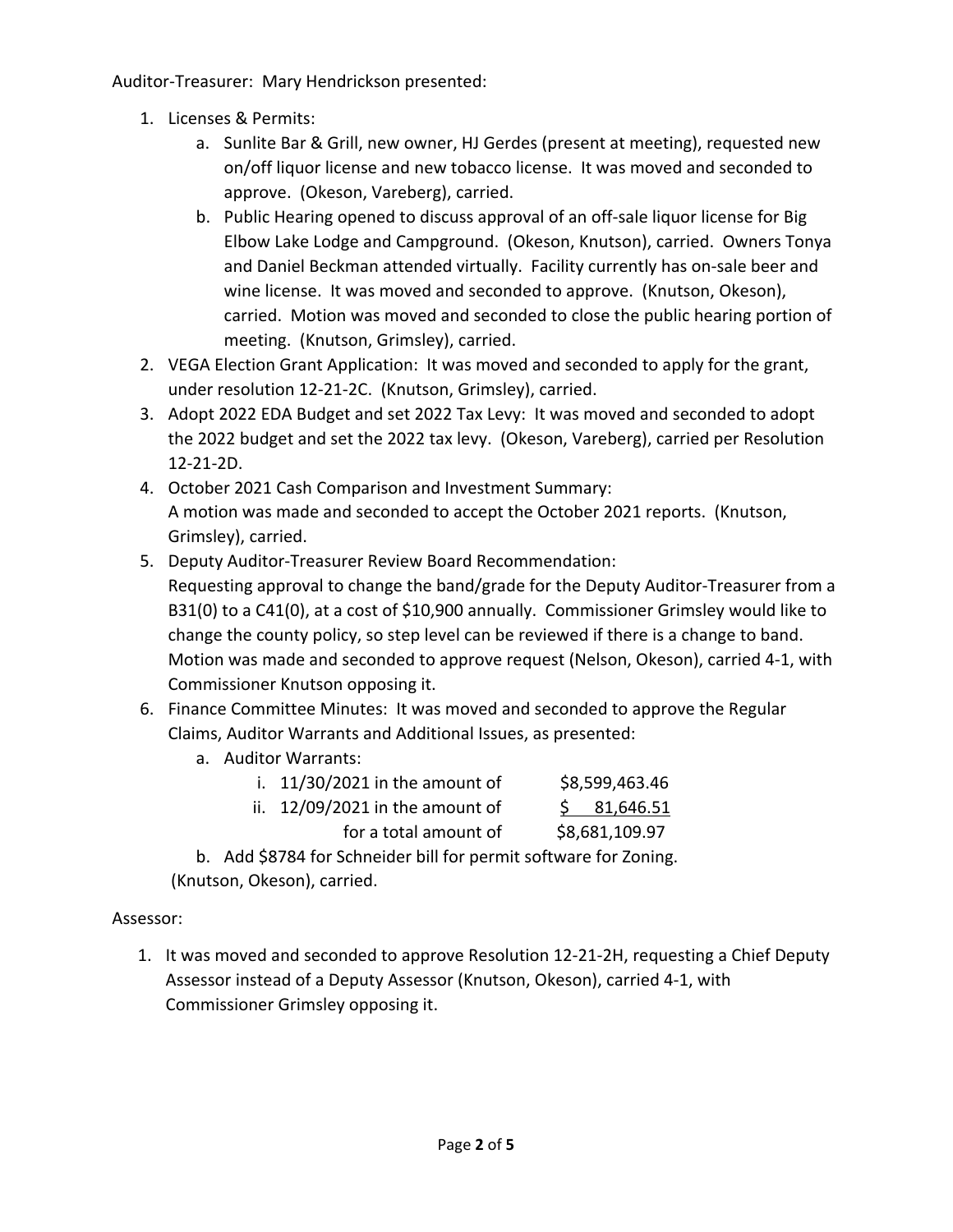Auditor-Treasurer: Mary Hendrickson presented:

1. Licenses & Permits:
   a. Sunlite Bar & Grill, new owner, HJ Gerdes (present at meeting), requested new on/off liquor license and new tobacco license. It was moved and seconded to approve. (Okeson, Vareberg), carried.
   b. Public Hearing opened to discuss approval of an off-sale liquor license for Big Elbow Lake Lodge and Campground. (Okeson, Knutson), carried. Owners Tonya and Daniel Beckman attended virtually. Facility currently has on-sale beer and wine license. It was moved and seconded to approve. (Knutson, Okeson), carried. Motion was moved and seconded to close the public hearing portion of meeting. (Knutson, Grimsley), carried.
2. VEGA Election Grant Application: It was moved and seconded to apply for the grant, under resolution 12-21-2C. (Knutson, Grimsley), carried.
3. Adopt 2022 EDA Budget and set 2022 Tax Levy: It was moved and seconded to adopt the 2022 budget and set the 2022 tax levy. (Okeson, Vareberg), carried per Resolution 12-21-2D.
4. October 2021 Cash Comparison and Investment Summary:
   A motion was made and seconded to accept the October 2021 reports. (Knutson, Grimsley), carried.
5. Deputy Auditor-Treasurer Review Board Recommendation:
   Requesting approval to change the band/grade for the Deputy Auditor-Treasurer from a B31(0) to a C41(0), at a cost of $10,900 annually. Commissioner Grimsley would like to change the county policy, so step level can be reviewed if there is a change to band. Motion was made and seconded to approve request (Nelson, Okeson), carried 4-1, with Commissioner Knutson opposing it.
6. Finance Committee Minutes: It was moved and seconded to approve the Regular Claims, Auditor Warrants and Additional Issues, as presented:
   a. Auditor Warrants:
      i. 11/30/2021 in the amount of $8,599,463.46
      ii. 12/09/2021 in the amount of $ 81,646.51
         for a total amount of $8,681,109.97
   b. Add $8784 for Schneider bill for permit software for Zoning.
   
   (Knutson, Okeson), carried.

Assessor:

1. It was moved and seconded to approve Resolution 12-21-2H, requesting a Chief Deputy Assessor instead of a Deputy Assessor (Knutson, Okeson), carried 4-1, with Commissioner Grimsley opposing it.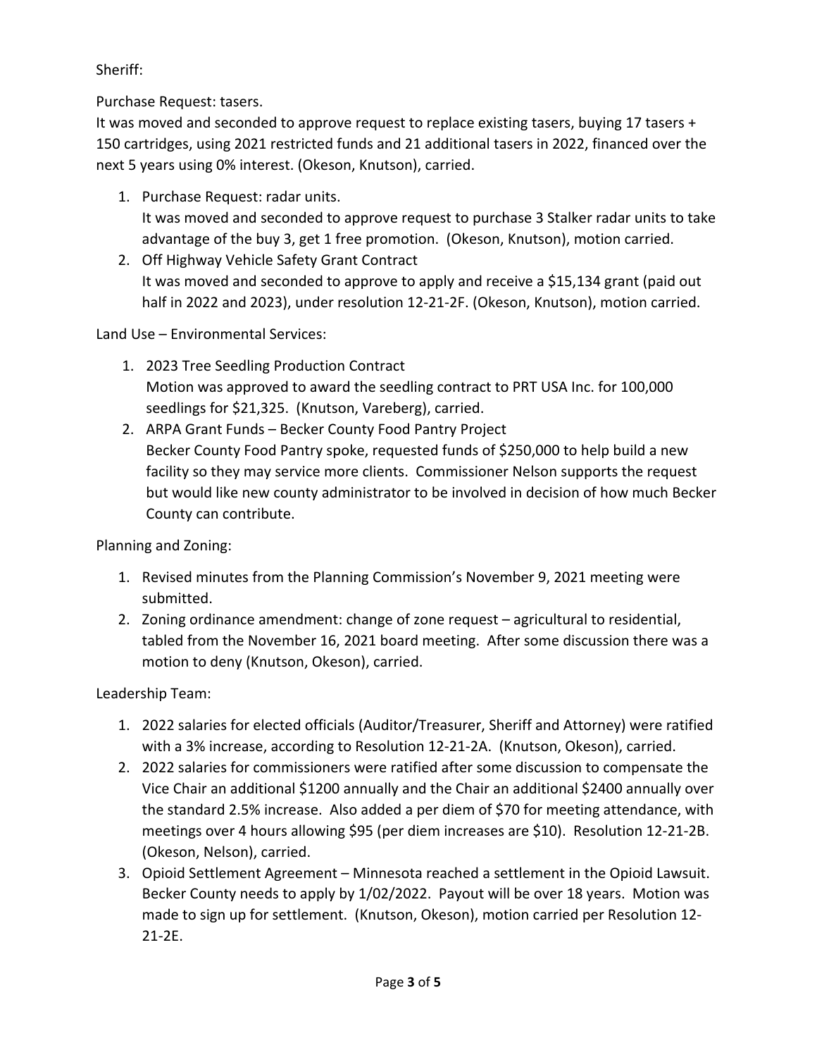Sheriff:

Purchase Request: tasers.
It was moved and seconded to approve request to replace existing tasers, buying 17 tasers + 150 cartridges, using 2021 restricted funds and 21 additional tasers in 2022, financed over the next 5 years using 0% interest. (Okeson, Knutson), carried.

1. Purchase Request: radar units.
   It was moved and seconded to approve request to purchase 3 Stalker radar units to take advantage of the buy 3, get 1 free promotion. (Okeson, Knutson), motion carried.
2. Off Highway Vehicle Safety Grant Contract
   It was moved and seconded to approve to apply and receive a $15,134 grant (paid out half in 2022 and 2023), under resolution 12-21-2F. (Okeson, Knutson), motion carried.

Land Use – Environmental Services:

1. 2023 Tree Seedling Production Contract
   Motion was approved to award the seedling contract to PRT USA Inc. for 100,000 seedlings for $21,325. (Knutson, Vareberg), carried.
2. ARPA Grant Funds – Becker County Food Pantry Project
   Becker County Food Pantry spoke, requested funds of $250,000 to help build a new facility so they may service more clients. Commissioner Nelson supports the request but would like new county administrator to be involved in decision of how much Becker County can contribute.

Planning and Zoning:

1. Revised minutes from the Planning Commission's November 9, 2021 meeting were submitted.
2. Zoning ordinance amendment: change of zone request – agricultural to residential, tabled from the November 16, 2021 board meeting. After some discussion there was a motion to deny (Knutson, Okeson), carried.

Leadership Team:

1. 2022 salaries for elected officials (Auditor/Treasurer, Sheriff and Attorney) were ratified with a 3% increase, according to Resolution 12-21-2A. (Knutson, Okeson), carried.
2. 2022 salaries for commissioners were ratified after some discussion to compensate the Vice Chair an additional $1200 annually and the Chair an additional $2400 annually over the standard 2.5% increase. Also added a per diem of $70 for meeting attendance, with meetings over 4 hours allowing $95 (per diem increases are $10). Resolution 12-21-2B. (Okeson, Nelson), carried.
3. Opioid Settlement Agreement – Minnesota reached a settlement in the Opioid Lawsuit. Becker County needs to apply by 1/02/2022. Payout will be over 18 years. Motion was made to sign up for settlement. (Knutson, Okeson), motion carried per Resolution 12-21-2E.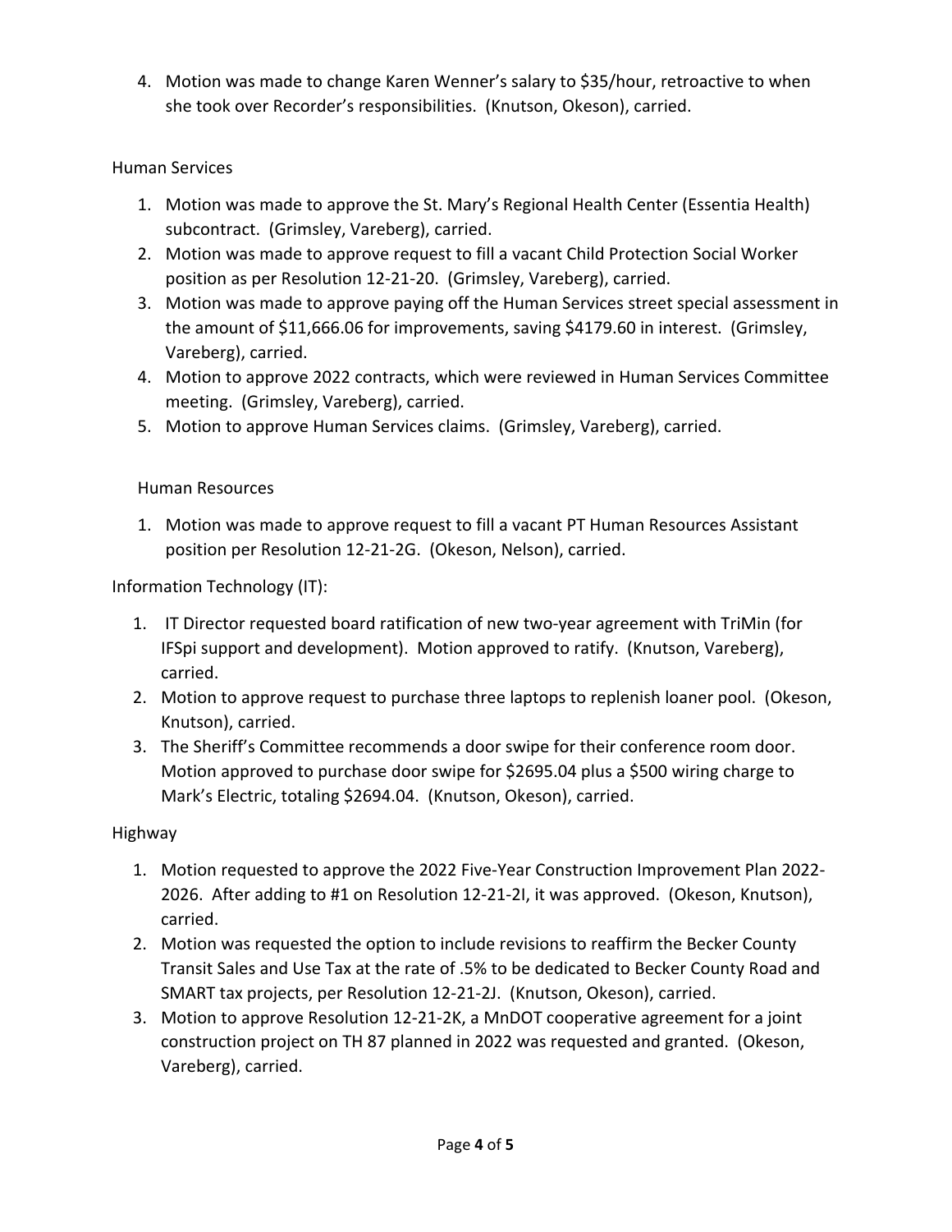4. Motion was made to change Karen Wenner's salary to $35/hour, retroactive to when she took over Recorder's responsibilities. (Knutson, Okeson), carried.

Human Services

1. Motion was made to approve the St. Mary's Regional Health Center (Essentia Health) subcontract. (Grimsley, Vareberg), carried.
2. Motion was made to approve request to fill a vacant Child Protection Social Worker position as per Resolution 12-21-20. (Grimsley, Vareberg), carried.
3. Motion was made to approve paying off the Human Services street special assessment in the amount of $11,666.06 for improvements, saving $4179.60 in interest. (Grimsley, Vareberg), carried.
4. Motion to approve 2022 contracts, which were reviewed in Human Services Committee meeting. (Grimsley, Vareberg), carried.
5. Motion to approve Human Services claims. (Grimsley, Vareberg), carried.

Human Resources

1. Motion was made to approve request to fill a vacant PT Human Resources Assistant position per Resolution 12-21-2G. (Okeson, Nelson), carried.

Information Technology (IT):

1. IT Director requested board ratification of new two-year agreement with TriMin (for IFSpi support and development). Motion approved to ratify. (Knutson, Vareberg), carried.
2. Motion to approve request to purchase three laptops to replenish loaner pool. (Okeson, Knutson), carried.
3. The Sheriff's Committee recommends a door swipe for their conference room door. Motion approved to purchase door swipe for $2695.04 plus a $500 wiring charge to Mark's Electric, totaling $2694.04. (Knutson, Okeson), carried.

Highway

1. Motion requested to approve the 2022 Five-Year Construction Improvement Plan 2022-2026. After adding to #1 on Resolution 12-21-2I, it was approved. (Okeson, Knutson), carried.
2. Motion was requested the option to include revisions to reaffirm the Becker County Transit Sales and Use Tax at the rate of .5% to be dedicated to Becker County Road and SMART tax projects, per Resolution 12-21-2J. (Knutson, Okeson), carried.
3. Motion to approve Resolution 12-21-2K, a MnDOT cooperative agreement for a joint construction project on TH 87 planned in 2022 was requested and granted. (Okeson, Vareberg), carried.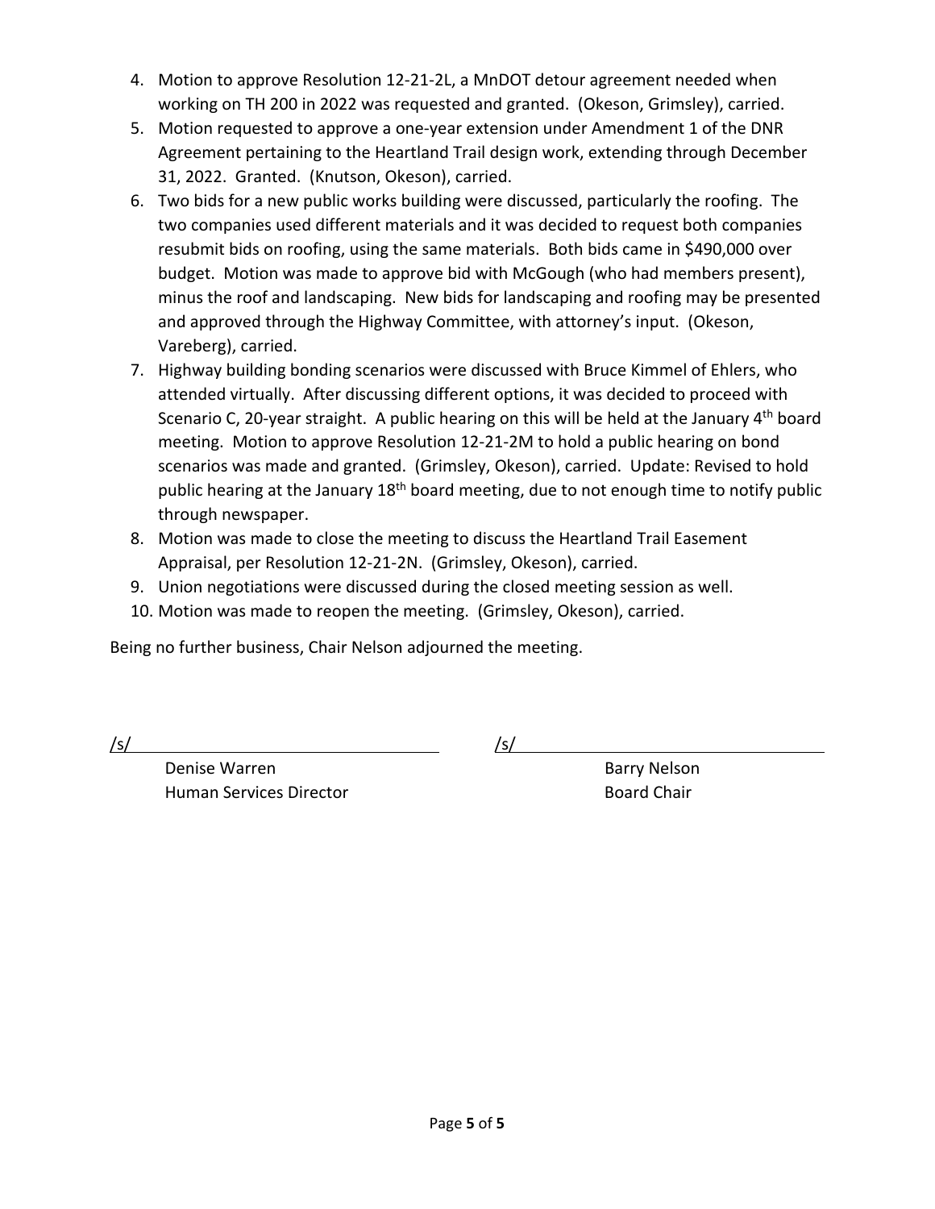4. Motion to approve Resolution 12-21-2L, a MnDOT detour agreement needed when working on TH 200 in 2022 was requested and granted. (Okeson, Grimsley), carried.
5. Motion requested to approve a one-year extension under Amendment 1 of the DNR Agreement pertaining to the Heartland Trail design work, extending through December 31, 2022. Granted. (Knutson, Okeson), carried.
6. Two bids for a new public works building were discussed, particularly the roofing. The two companies used different materials and it was decided to request both companies resubmit bids on roofing, using the same materials. Both bids came in $490,000 over budget. Motion was made to approve bid with McGough (who had members present), minus the roof and landscaping. New bids for landscaping and roofing may be presented and approved through the Highway Committee, with attorney's input. (Okeson, Vareberg), carried.
7. Highway building bonding scenarios were discussed with Bruce Kimmel of Ehlers, who attended virtually. After discussing different options, it was decided to proceed with Scenario C, 20-year straight. A public hearing on this will be held at the January 4th board meeting. Motion to approve Resolution 12-21-2M to hold a public hearing on bond scenarios was made and granted. (Grimsley, Okeson), carried. Update: Revised to hold public hearing at the January 18th board meeting, due to not enough time to notify public through newspaper.
8. Motion was made to close the meeting to discuss the Heartland Trail Easement Appraisal, per Resolution 12-21-2N. (Grimsley, Okeson), carried.
9. Union negotiations were discussed during the closed meeting session as well.
10. Motion was made to reopen the meeting. (Grimsley, Okeson), carried.

Being no further business, Chair Nelson adjourned the meeting.

/s/

Denise Warren
Human Services Director

/s/

Barry Nelson
Board Chair